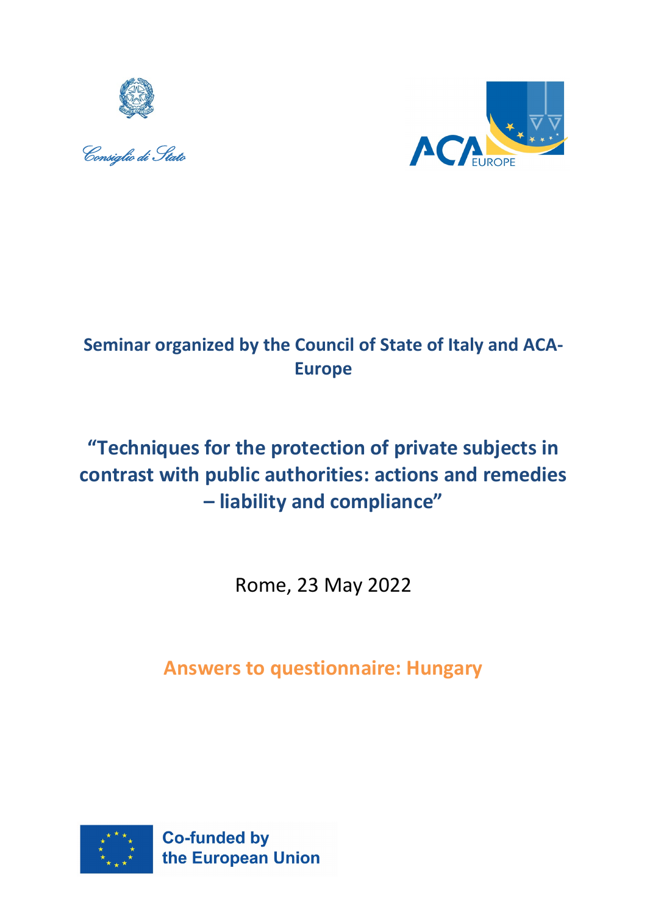Consiglio di Stato

ACA EUROPE

**Seminar organized by the Council of State of Italy and ACA-Europe**

# "Techniques for the protection of private subjects in contrast with public authorities: actions and remedies – liability and compliance"

Rome, 23 May 2022

## Answers to questionnaire: Hungary

Co-funded by the European Union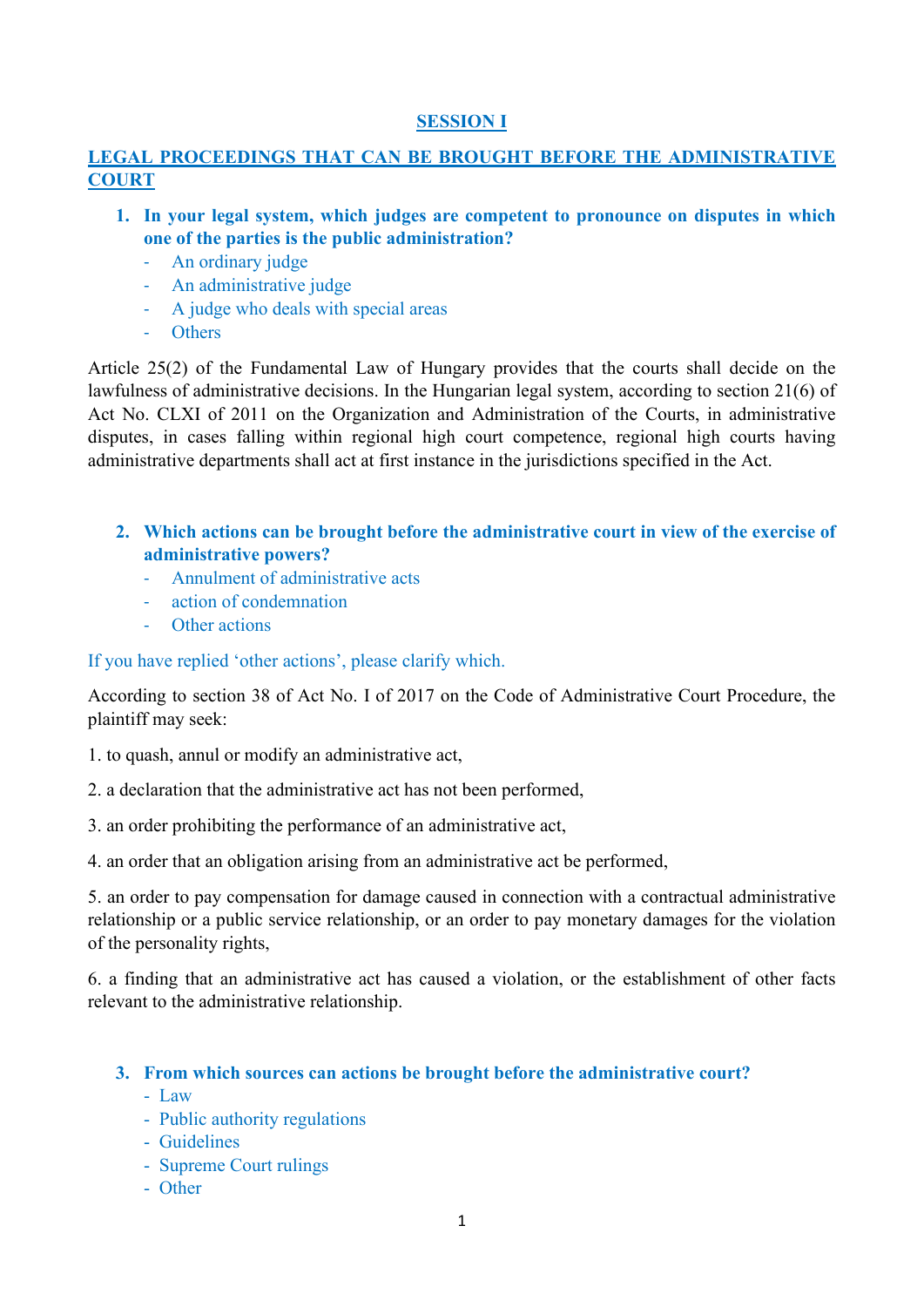## SESSION I

## LEGAL PROCEEDINGS THAT CAN BE BROUGHT BEFORE THE ADMINISTRATIVE COURT

1. **In your legal system, which judges are competent to pronounce on disputes in which one of the parties is the public administration?**
   - An ordinary judge
   - An administrative judge
   - A judge who deals with special areas
   - Others

Article 25(2) of the Fundamental Law of Hungary provides that the courts shall decide on the lawfulness of administrative decisions. In the Hungarian legal system, according to section 21(6) of Act No. CLXI of 2011 on the Organization and Administration of the Courts, in administrative disputes, in cases falling within regional high court competence, regional high courts having administrative departments shall act at first instance in the jurisdictions specified in the Act.

2. **Which actions can be brought before the administrative court in view of the exercise of administrative powers?**
   - Annulment of administrative acts
   - action of condemnation
   - Other actions

If you have replied 'other actions', please clarify which.

According to section 38 of Act No. I of 2017 on the Code of Administrative Court Procedure, the plaintiff may seek:

1. to quash, annul or modify an administrative act,

2. a declaration that the administrative act has not been performed,

3. an order prohibiting the performance of an administrative act,

4. an order that an obligation arising from an administrative act be performed,

5. an order to pay compensation for damage caused in connection with a contractual administrative relationship or a public service relationship, or an order to pay monetary damages for the violation of the personality rights,

6. a finding that an administrative act has caused a violation, or the establishment of other facts relevant to the administrative relationship.

3. **From which sources can actions be brought before the administrative court?**
   - Law
   - Public authority regulations
   - Guidelines
   - Supreme Court rulings
   - Other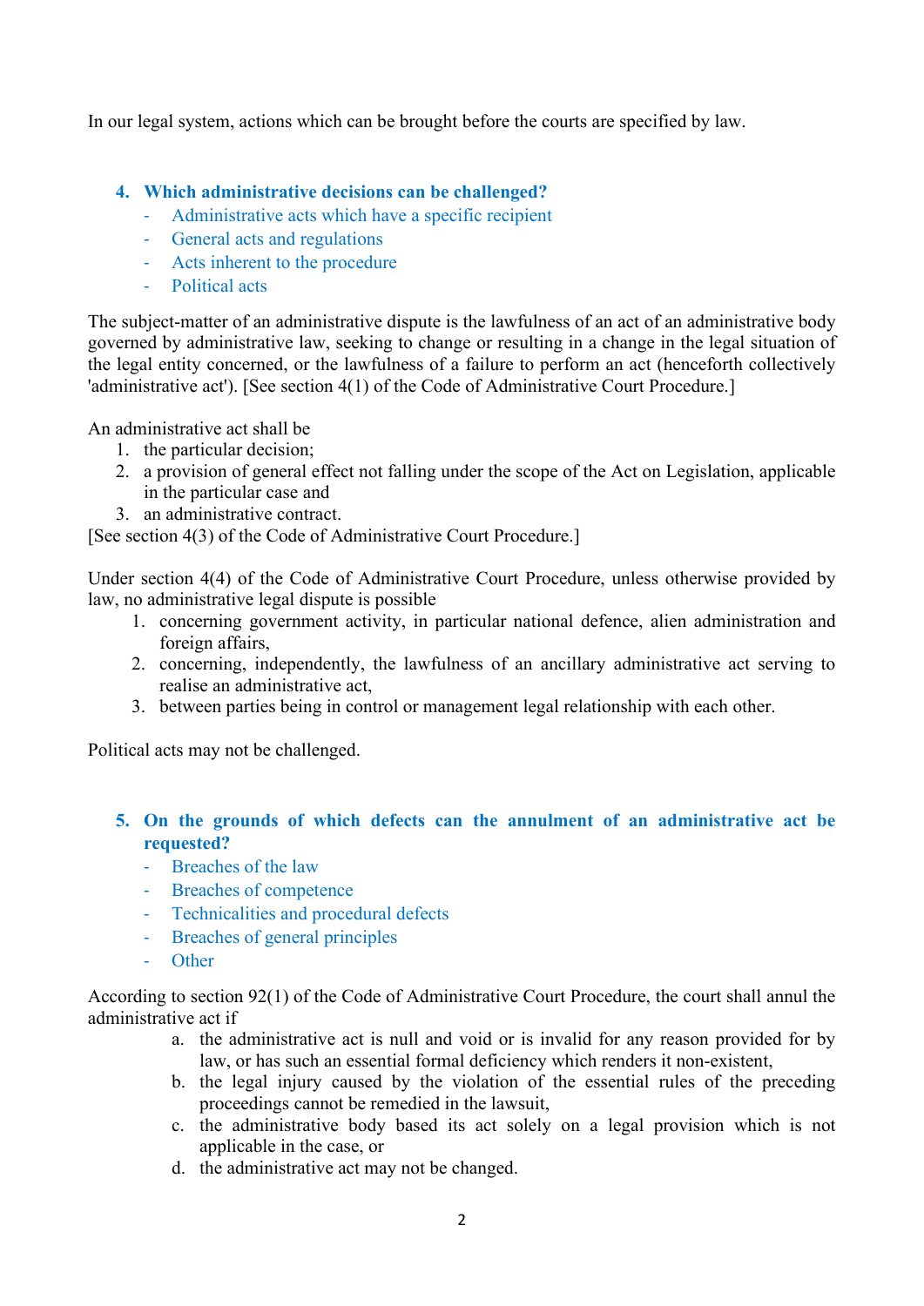In our legal system, actions which can be brought before the courts are specified by law.

### 4. Which administrative decisions can be challenged?

- Administrative acts which have a specific recipient
- General acts and regulations
- Acts inherent to the procedure
- Political acts

The subject-matter of an administrative dispute is the lawfulness of an act of an administrative body governed by administrative law, seeking to change or resulting in a change in the legal situation of the legal entity concerned, or the lawfulness of a failure to perform an act (henceforth collectively 'administrative act'). [See section 4(1) of the Code of Administrative Court Procedure.]

An administrative act shall be

1. the particular decision;
2. a provision of general effect not falling under the scope of the Act on Legislation, applicable in the particular case and
3. an administrative contract.

[See section 4(3) of the Code of Administrative Court Procedure.]

Under section 4(4) of the Code of Administrative Court Procedure, unless otherwise provided by law, no administrative legal dispute is possible

1. concerning government activity, in particular national defence, alien administration and foreign affairs,
2. concerning, independently, the lawfulness of an ancillary administrative act serving to realise an administrative act,
3. between parties being in control or management legal relationship with each other.

Political acts may not be challenged.

### 5. On the grounds of which defects can the annulment of an administrative act be requested?

- Breaches of the law
- Breaches of competence
- Technicalities and procedural defects
- Breaches of general principles
- Other

According to section 92(1) of the Code of Administrative Court Procedure, the court shall annul the administrative act if

a. the administrative act is null and void or is invalid for any reason provided for by law, or has such an essential formal deficiency which renders it non-existent,
b. the legal injury caused by the violation of the essential rules of the preceding proceedings cannot be remedied in the lawsuit,
c. the administrative body based its act solely on a legal provision which is not applicable in the case, or
d. the administrative act may not be changed.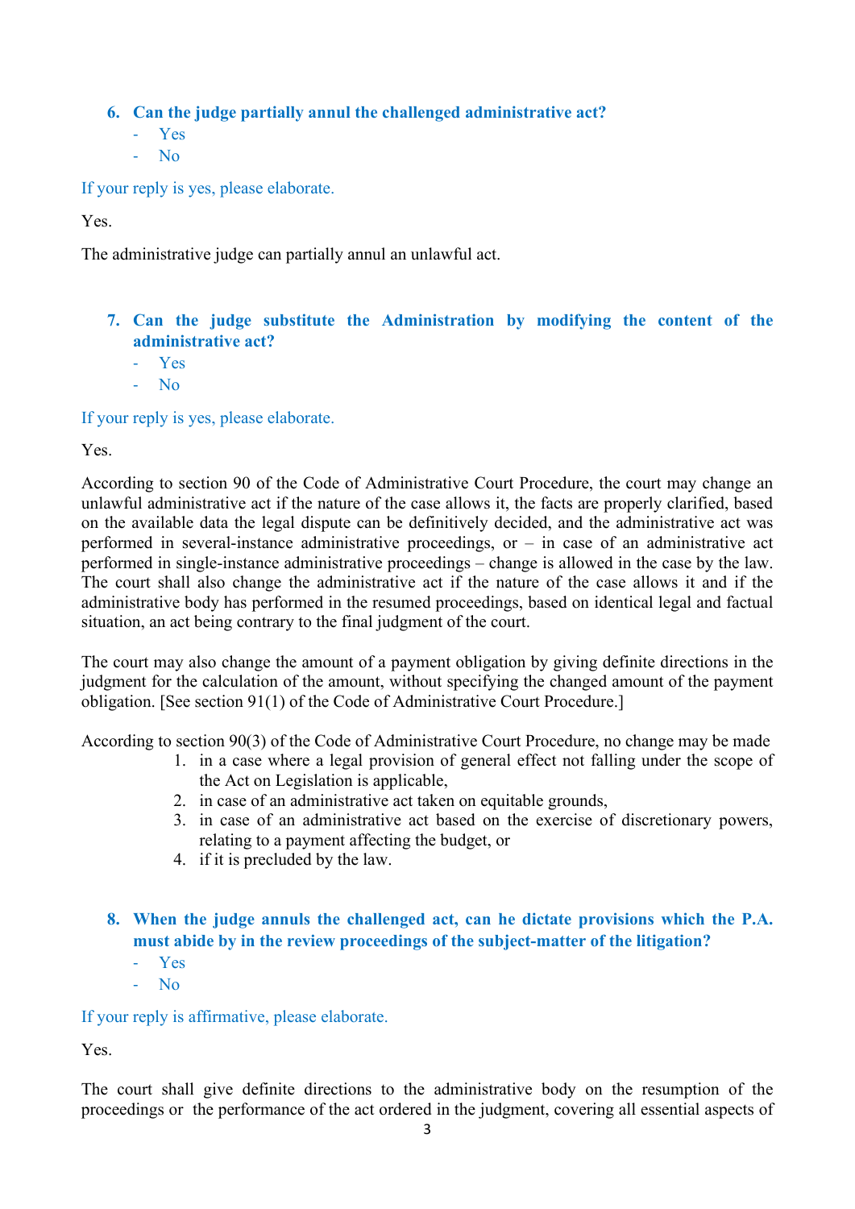6. **Can the judge partially annul the challenged administrative act?**
   - Yes
   - No

If your reply is yes, please elaborate.

Yes.

The administrative judge can partially annul an unlawful act.

7. **Can the judge substitute the Administration by modifying the content of the administrative act?**
   - Yes
   - No

If your reply is yes, please elaborate.

Yes.

According to section 90 of the Code of Administrative Court Procedure, the court may change an unlawful administrative act if the nature of the case allows it, the facts are properly clarified, based on the available data the legal dispute can be definitively decided, and the administrative act was performed in several-instance administrative proceedings, or – in case of an administrative act performed in single-instance administrative proceedings – change is allowed in the case by the law. The court shall also change the administrative act if the nature of the case allows it and if the administrative body has performed in the resumed proceedings, based on identical legal and factual situation, an act being contrary to the final judgment of the court.

The court may also change the amount of a payment obligation by giving definite directions in the judgment for the calculation of the amount, without specifying the changed amount of the payment obligation. [See section 91(1) of the Code of Administrative Court Procedure.]

According to section 90(3) of the Code of Administrative Court Procedure, no change may be made

1. in a case where a legal provision of general effect not falling under the scope of the Act on Legislation is applicable,
2. in case of an administrative act taken on equitable grounds,
3. in case of an administrative act based on the exercise of discretionary powers, relating to a payment affecting the budget, or
4. if it is precluded by the law.

8. **When the judge annuls the challenged act, can he dictate provisions which the P.A. must abide by in the review proceedings of the subject-matter of the litigation?**
   - Yes
   - No

If your reply is affirmative, please elaborate.

Yes.

The court shall give definite directions to the administrative body on the resumption of the proceedings or the performance of the act ordered in the judgment, covering all essential aspects of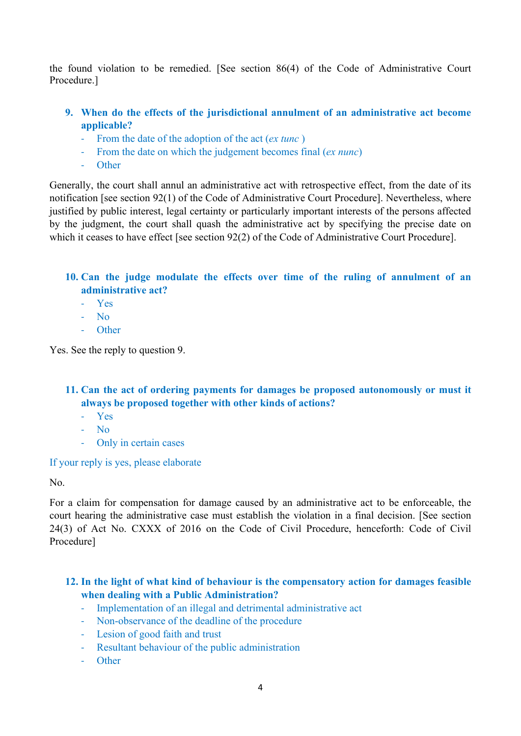the found violation to be remedied. [See section 86(4) of the Code of Administrative Court Procedure.]

**9. When do the effects of the jurisdictional annulment of an administrative act become applicable?**
- From the date of the adoption of the act (*ex tunc* )
- From the date on which the judgement becomes final (*ex nunc*)
- Other

Generally, the court shall annul an administrative act with retrospective effect, from the date of its notification [see section 92(1) of the Code of Administrative Court Procedure]. Nevertheless, where justified by public interest, legal certainty or particularly important interests of the persons affected by the judgment, the court shall quash the administrative act by specifying the precise date on which it ceases to have effect [see section 92(2) of the Code of Administrative Court Procedure].

**10. Can the judge modulate the effects over time of the ruling of annulment of an administrative act?**
- Yes
- No
- Other

Yes. See the reply to question 9.

**11. Can the act of ordering payments for damages be proposed autonomously or must it always be proposed together with other kinds of actions?**
- Yes
- No
- Only in certain cases

If your reply is yes, please elaborate

No.

For a claim for compensation for damage caused by an administrative act to be enforceable, the court hearing the administrative case must establish the violation in a final decision. [See section 24(3) of Act No. CXXX of 2016 on the Code of Civil Procedure, henceforth: Code of Civil Procedure]

**12. In the light of what kind of behaviour is the compensatory action for damages feasible when dealing with a Public Administration?**
- Implementation of an illegal and detrimental administrative act
- Non-observance of the deadline of the procedure
- Lesion of good faith and trust
- Resultant behaviour of the public administration
- Other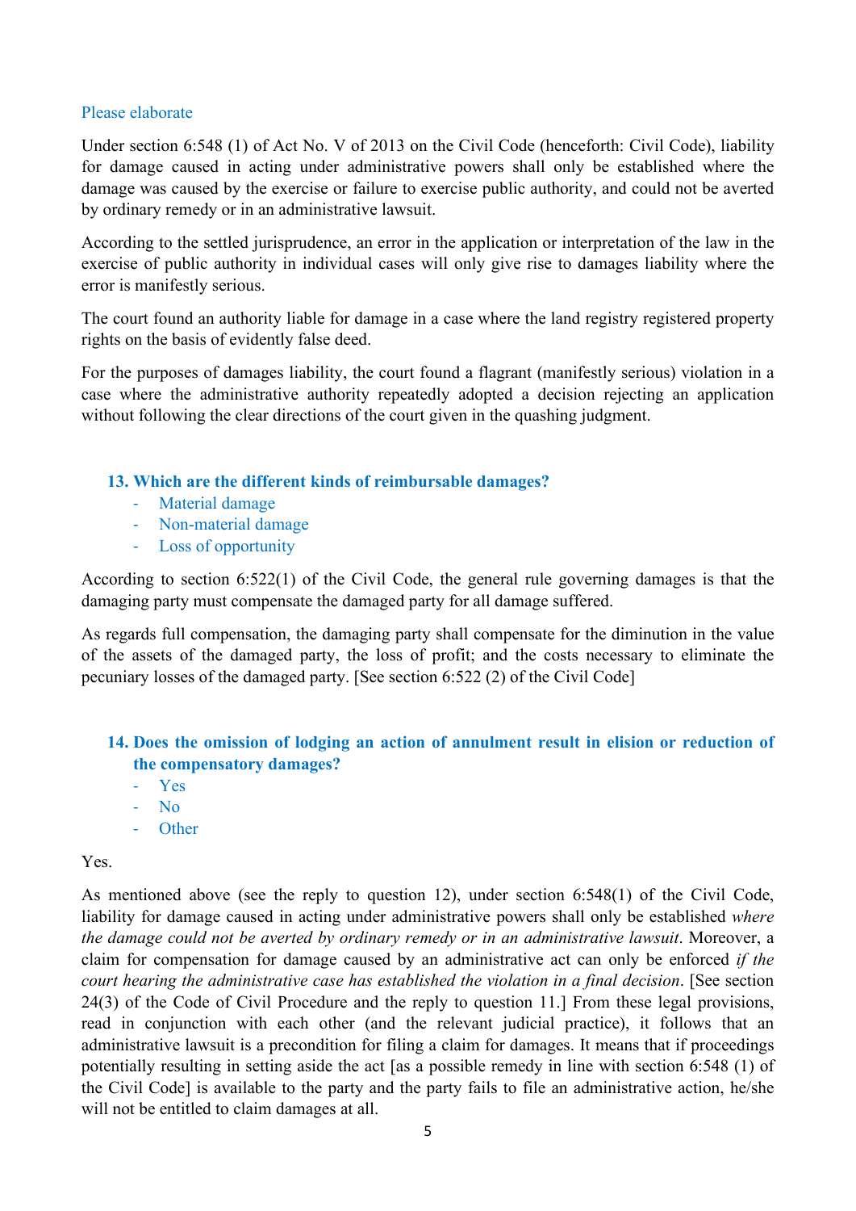Please elaborate

Under section 6:548 (1) of Act No. V of 2013 on the Civil Code (henceforth: Civil Code), liability for damage caused in acting under administrative powers shall only be established where the damage was caused by the exercise or failure to exercise public authority, and could not be averted by ordinary remedy or in an administrative lawsuit.

According to the settled jurisprudence, an error in the application or interpretation of the law in the exercise of public authority in individual cases will only give rise to damages liability where the error is manifestly serious.

The court found an authority liable for damage in a case where the land registry registered property rights on the basis of evidently false deed.

For the purposes of damages liability, the court found a flagrant (manifestly serious) violation in a case where the administrative authority repeatedly adopted a decision rejecting an application without following the clear directions of the court given in the quashing judgment.

### 13. Which are the different kinds of reimbursable damages?

- Material damage
- Non-material damage
- Loss of opportunity

According to section 6:522(1) of the Civil Code, the general rule governing damages is that the damaging party must compensate the damaged party for all damage suffered.

As regards full compensation, the damaging party shall compensate for the diminution in the value of the assets of the damaged party, the loss of profit; and the costs necessary to eliminate the pecuniary losses of the damaged party. [See section 6:522 (2) of the Civil Code]

### 14. Does the omission of lodging an action of annulment result in elision or reduction of the compensatory damages?

- Yes
- No
- Other

Yes.

As mentioned above (see the reply to question 12), under section 6:548(1) of the Civil Code, liability for damage caused in acting under administrative powers shall only be established *where the damage could not be averted by ordinary remedy or in an administrative lawsuit*. Moreover, a claim for compensation for damage caused by an administrative act can only be enforced *if the court hearing the administrative case has established the violation in a final decision*. [See section 24(3) of the Code of Civil Procedure and the reply to question 11.] From these legal provisions, read in conjunction with each other (and the relevant judicial practice), it follows that an administrative lawsuit is a precondition for filing a claim for damages. It means that if proceedings potentially resulting in setting aside the act [as a possible remedy in line with section 6:548 (1) of the Civil Code] is available to the party and the party fails to file an administrative action, he/she will not be entitled to claim damages at all.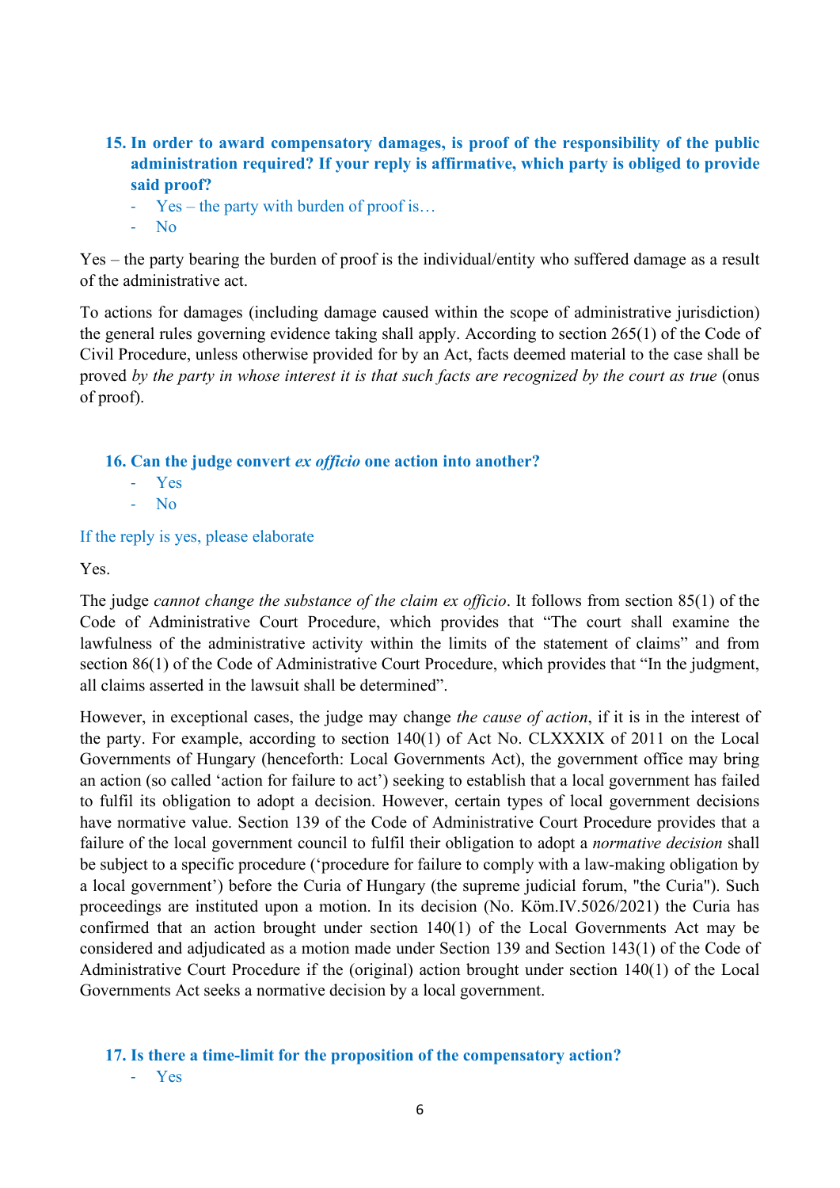**15. In order to award compensatory damages, is proof of the responsibility of the public administration required? If your reply is affirmative, which party is obliged to provide said proof?**

- Yes – the party with burden of proof is…
- No

Yes – the party bearing the burden of proof is the individual/entity who suffered damage as a result of the administrative act.

To actions for damages (including damage caused within the scope of administrative jurisdiction) the general rules governing evidence taking shall apply. According to section 265(1) of the Code of Civil Procedure, unless otherwise provided for by an Act, facts deemed material to the case shall be proved *by the party in whose interest it is that such facts are recognized by the court as true* (onus of proof).

**16. Can the judge convert *ex officio* one action into another?**

- Yes
- No

If the reply is yes, please elaborate

Yes.

The judge *cannot change the substance of the claim ex officio*. It follows from section 85(1) of the Code of Administrative Court Procedure, which provides that "The court shall examine the lawfulness of the administrative activity within the limits of the statement of claims" and from section 86(1) of the Code of Administrative Court Procedure, which provides that "In the judgment, all claims asserted in the lawsuit shall be determined".

However, in exceptional cases, the judge may change *the cause of action*, if it is in the interest of the party. For example, according to section 140(1) of Act No. CLXXXIX of 2011 on the Local Governments of Hungary (henceforth: Local Governments Act), the government office may bring an action (so called 'action for failure to act') seeking to establish that a local government has failed to fulfil its obligation to adopt a decision. However, certain types of local government decisions have normative value. Section 139 of the Code of Administrative Court Procedure provides that a failure of the local government council to fulfil their obligation to adopt a *normative decision* shall be subject to a specific procedure ('procedure for failure to comply with a law-making obligation by a local government') before the Curia of Hungary (the supreme judicial forum, "the Curia"). Such proceedings are instituted upon a motion. In its decision (No. Köm.IV.5026/2021) the Curia has confirmed that an action brought under section 140(1) of the Local Governments Act may be considered and adjudicated as a motion made under Section 139 and Section 143(1) of the Code of Administrative Court Procedure if the (original) action brought under section 140(1) of the Local Governments Act seeks a normative decision by a local government.

**17. Is there a time-limit for the proposition of the compensatory action?**

- Yes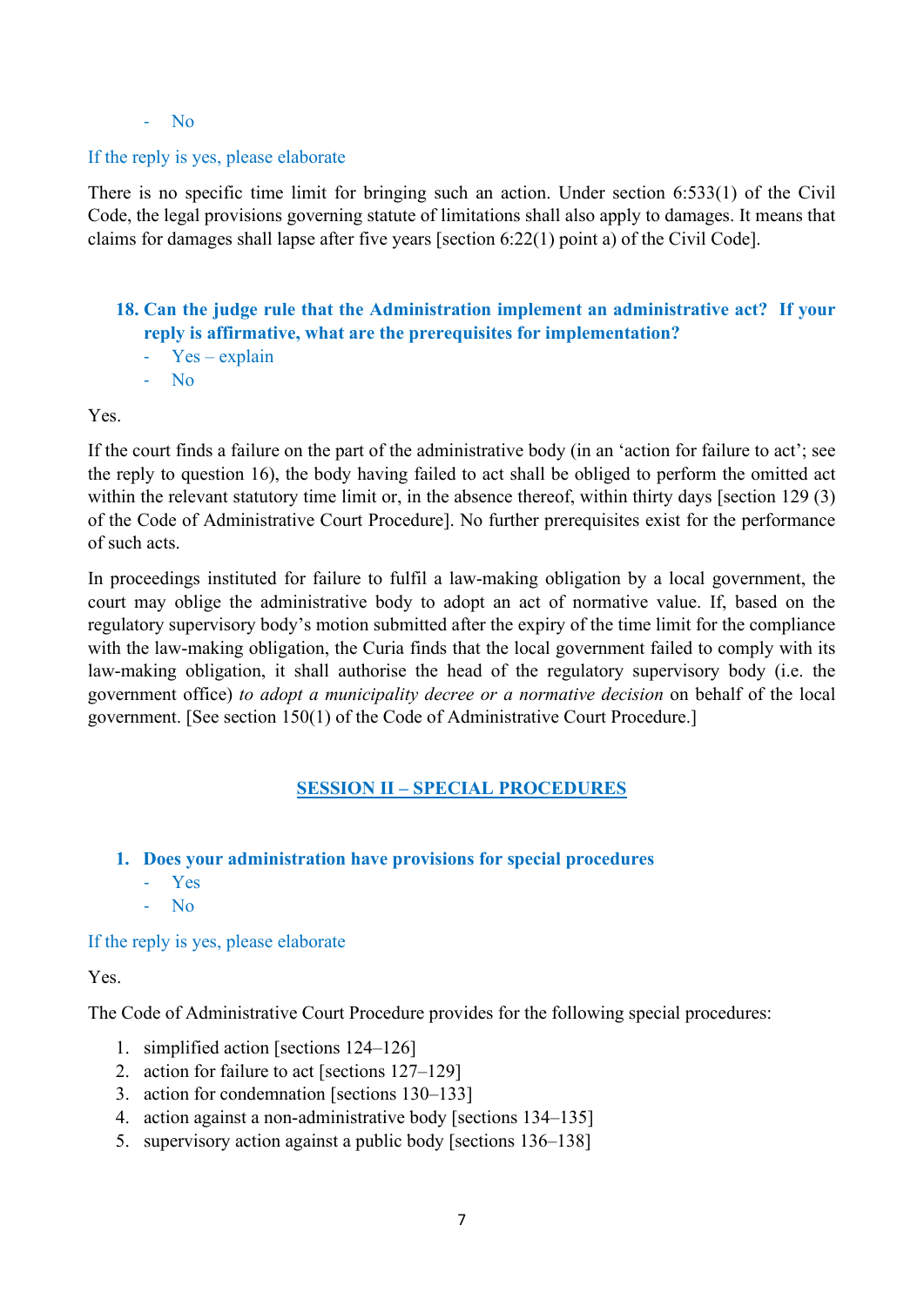- No

If the reply is yes, please elaborate

There is no specific time limit for bringing such an action. Under section 6:533(1) of the Civil Code, the legal provisions governing statute of limitations shall also apply to damages. It means that claims for damages shall lapse after five years [section 6:22(1) point a) of the Civil Code].

**18. Can the judge rule that the Administration implement an administrative act? If your reply is affirmative, what are the prerequisites for implementation?**

- Yes – explain
- No

Yes.

If the court finds a failure on the part of the administrative body (in an 'action for failure to act'; see the reply to question 16), the body having failed to act shall be obliged to perform the omitted act within the relevant statutory time limit or, in the absence thereof, within thirty days [section 129 (3) of the Code of Administrative Court Procedure]. No further prerequisites exist for the performance of such acts.

In proceedings instituted for failure to fulfil a law-making obligation by a local government, the court may oblige the administrative body to adopt an act of normative value. If, based on the regulatory supervisory body's motion submitted after the expiry of the time limit for the compliance with the law-making obligation, the Curia finds that the local government failed to comply with its law-making obligation, it shall authorise the head of the regulatory supervisory body (i.e. the government office) *to adopt a municipality decree or a normative decision* on behalf of the local government. [See section 150(1) of the Code of Administrative Court Procedure.]

## SESSION II – SPECIAL PROCEDURES

**1. Does your administration have provisions for special procedures**

- Yes
- No

If the reply is yes, please elaborate

Yes.

The Code of Administrative Court Procedure provides for the following special procedures:

1. simplified action [sections 124–126]
2. action for failure to act [sections 127–129]
3. action for condemnation [sections 130–133]
4. action against a non-administrative body [sections 134–135]
5. supervisory action against a public body [sections 136–138]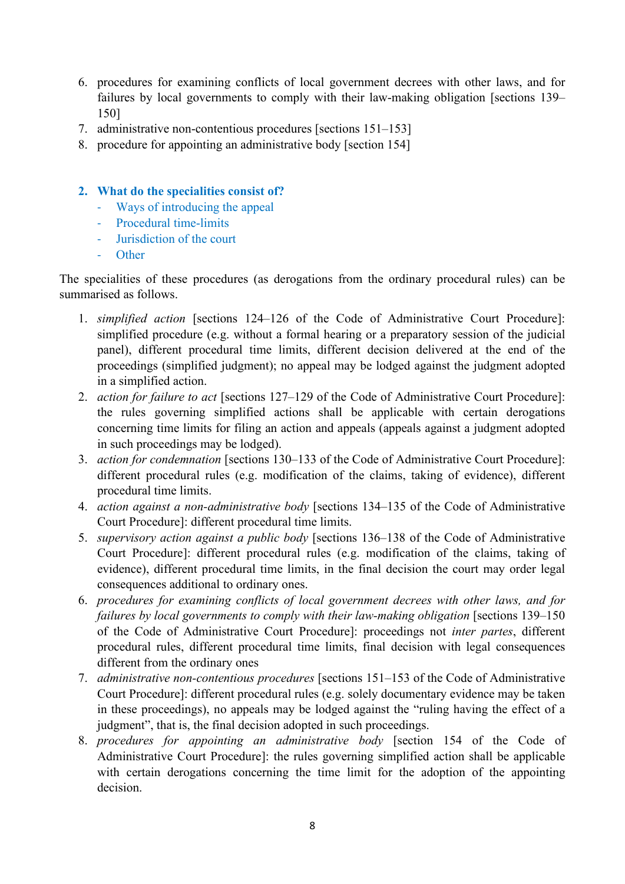6. procedures for examining conflicts of local government decrees with other laws, and for failures by local governments to comply with their law-making obligation [sections 139–150]
7. administrative non-contentious procedures [sections 151–153]
8. procedure for appointing an administrative body [section 154]

## 2. What do the specialities consist of?

- Ways of introducing the appeal
- Procedural time-limits
- Jurisdiction of the court
- Other

The specialities of these procedures (as derogations from the ordinary procedural rules) can be summarised as follows.

1. *simplified action* [sections 124–126 of the Code of Administrative Court Procedure]: simplified procedure (e.g. without a formal hearing or a preparatory session of the judicial panel), different procedural time limits, different decision delivered at the end of the proceedings (simplified judgment); no appeal may be lodged against the judgment adopted in a simplified action.
2. *action for failure to act* [sections 127–129 of the Code of Administrative Court Procedure]: the rules governing simplified actions shall be applicable with certain derogations concerning time limits for filing an action and appeals (appeals against a judgment adopted in such proceedings may be lodged).
3. *action for condemnation* [sections 130–133 of the Code of Administrative Court Procedure]: different procedural rules (e.g. modification of the claims, taking of evidence), different procedural time limits.
4. *action against a non-administrative body* [sections 134–135 of the Code of Administrative Court Procedure]: different procedural time limits.
5. *supervisory action against a public body* [sections 136–138 of the Code of Administrative Court Procedure]: different procedural rules (e.g. modification of the claims, taking of evidence), different procedural time limits, in the final decision the court may order legal consequences additional to ordinary ones.
6. *procedures for examining conflicts of local government decrees with other laws, and for failures by local governments to comply with their law-making obligation* [sections 139–150 of the Code of Administrative Court Procedure]: proceedings not *inter partes*, different procedural rules, different procedural time limits, final decision with legal consequences different from the ordinary ones
7. *administrative non-contentious procedures* [sections 151–153 of the Code of Administrative Court Procedure]: different procedural rules (e.g. solely documentary evidence may be taken in these proceedings), no appeals may be lodged against the "ruling having the effect of a judgment", that is, the final decision adopted in such proceedings.
8. *procedures for appointing an administrative body* [section 154 of the Code of Administrative Court Procedure]: the rules governing simplified action shall be applicable with certain derogations concerning the time limit for the adoption of the appointing decision.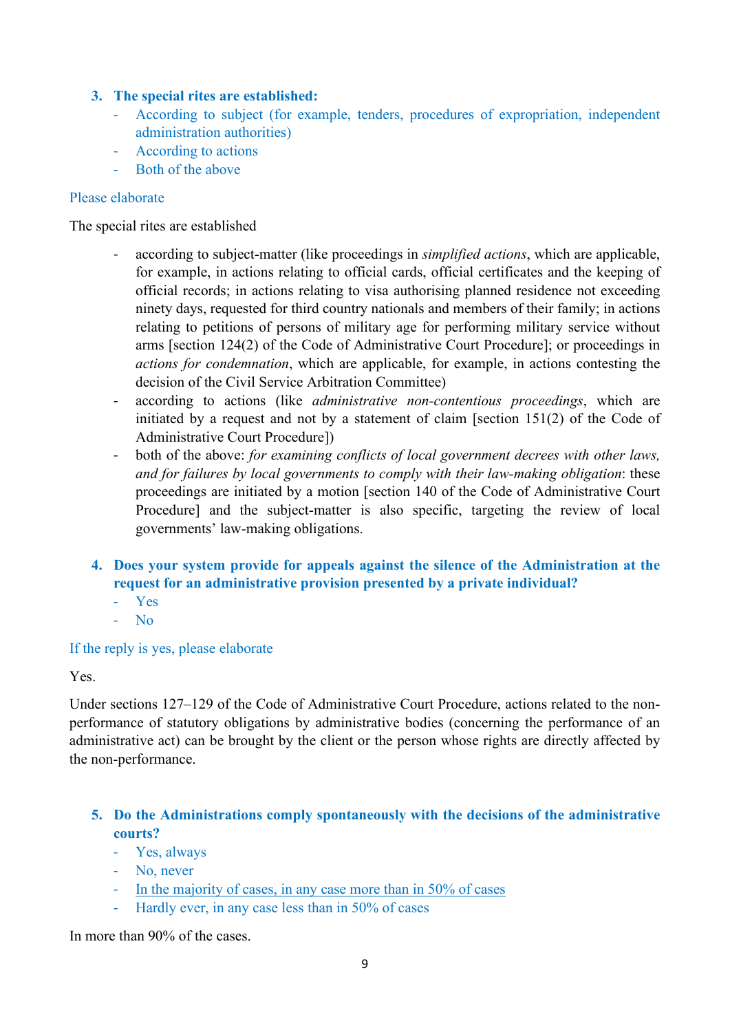3. **The special rites are established:**
   - According to subject (for example, tenders, procedures of expropriation, independent administration authorities)
   - According to actions
   - Both of the above

Please elaborate

The special rites are established

- according to subject-matter (like proceedings in *simplified actions*, which are applicable, for example, in actions relating to official cards, official certificates and the keeping of official records; in actions relating to visa authorising planned residence not exceeding ninety days, requested for third country nationals and members of their family; in actions relating to petitions of persons of military age for performing military service without arms [section 124(2) of the Code of Administrative Court Procedure]; or proceedings in *actions for condemnation*, which are applicable, for example, in actions contesting the decision of the Civil Service Arbitration Committee)
- according to actions (like *administrative non-contentious proceedings*, which are initiated by a request and not by a statement of claim [section 151(2) of the Code of Administrative Court Procedure])
- both of the above: *for examining conflicts of local government decrees with other laws, and for failures by local governments to comply with their law-making obligation*: these proceedings are initiated by a motion [section 140 of the Code of Administrative Court Procedure] and the subject-matter is also specific, targeting the review of local governments' law-making obligations.

4. **Does your system provide for appeals against the silence of the Administration at the request for an administrative provision presented by a private individual?**
   - Yes
   - No

If the reply is yes, please elaborate

Yes.

Under sections 127–129 of the Code of Administrative Court Procedure, actions related to the non-performance of statutory obligations by administrative bodies (concerning the performance of an administrative act) can be brought by the client or the person whose rights are directly affected by the non-performance.

5. **Do the Administrations comply spontaneously with the decisions of the administrative courts?**
   - Yes, always
   - No, never
   - <u>In the majority of cases, in any case more than in 50% of cases</u>
   - Hardly ever, in any case less than in 50% of cases

In more than 90% of the cases.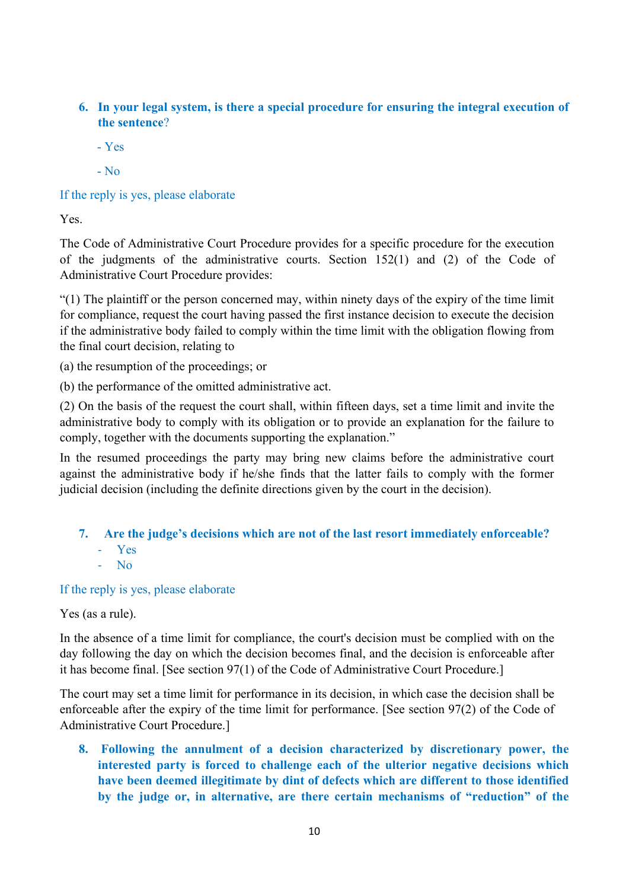6. **In your legal system, is there a special procedure for ensuring the integral execution of the sentence**?

   - Yes

   - No

If the reply is yes, please elaborate

Yes.

The Code of Administrative Court Procedure provides for a specific procedure for the execution of the judgments of the administrative courts. Section 152(1) and (2) of the Code of Administrative Court Procedure provides:

"(1) The plaintiff or the person concerned may, within ninety days of the expiry of the time limit for compliance, request the court having passed the first instance decision to execute the decision if the administrative body failed to comply within the time limit with the obligation flowing from the final court decision, relating to

(a) the resumption of the proceedings; or

(b) the performance of the omitted administrative act.

(2) On the basis of the request the court shall, within fifteen days, set a time limit and invite the administrative body to comply with its obligation or to provide an explanation for the failure to comply, together with the documents supporting the explanation."

In the resumed proceedings the party may bring new claims before the administrative court against the administrative body if he/she finds that the latter fails to comply with the former judicial decision (including the definite directions given by the court in the decision).

7. **Are the judge's decisions which are not of the last resort immediately enforceable?**
   - Yes
   - No

If the reply is yes, please elaborate

Yes (as a rule).

In the absence of a time limit for compliance, the court's decision must be complied with on the day following the day on which the decision becomes final, and the decision is enforceable after it has become final. [See section 97(1) of the Code of Administrative Court Procedure.]

The court may set a time limit for performance in its decision, in which case the decision shall be enforceable after the expiry of the time limit for performance. [See section 97(2) of the Code of Administrative Court Procedure.]

8. **Following the annulment of a decision characterized by discretionary power, the interested party is forced to challenge each of the ulterior negative decisions which have been deemed illegitimate by dint of defects which are different to those identified by the judge or, in alternative, are there certain mechanisms of "reduction" of the**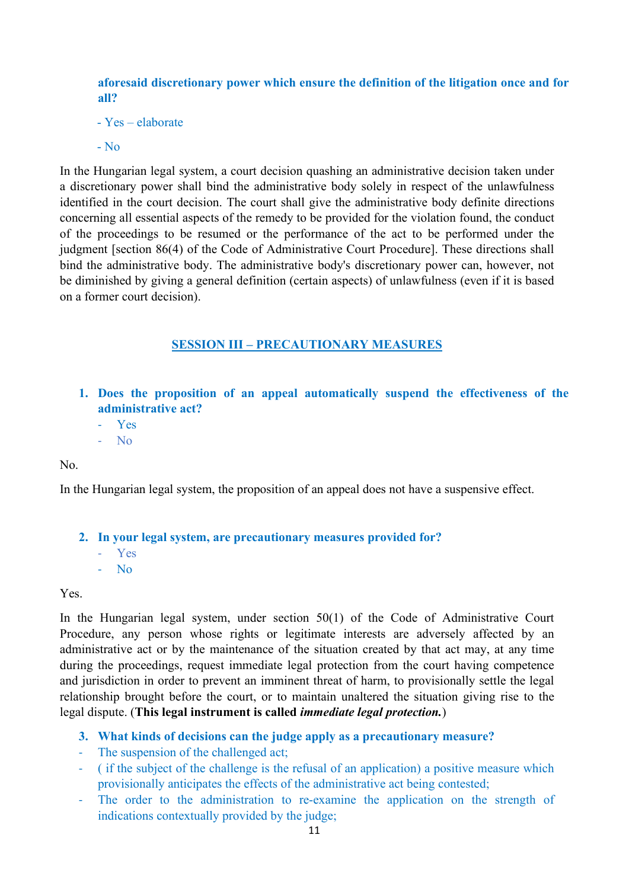**aforesaid discretionary power which ensure the definition of the litigation once and for all?**

- Yes – elaborate

- No

In the Hungarian legal system, a court decision quashing an administrative decision taken under a discretionary power shall bind the administrative body solely in respect of the unlawfulness identified in the court decision. The court shall give the administrative body definite directions concerning all essential aspects of the remedy to be provided for the violation found, the conduct of the proceedings to be resumed or the performance of the act to be performed under the judgment [section 86(4) of the Code of Administrative Court Procedure]. These directions shall bind the administrative body. The administrative body's discretionary power can, however, not be diminished by giving a general definition (certain aspects) of unlawfulness (even if it is based on a former court decision).

## SESSION III – PRECAUTIONARY MEASURES

1. **Does the proposition of an appeal automatically suspend the effectiveness of the administrative act?**
   - Yes
   - No

No.

In the Hungarian legal system, the proposition of an appeal does not have a suspensive effect.

2. **In your legal system, are precautionary measures provided for?**
   - Yes
   - No

Yes.

In the Hungarian legal system, under section 50(1) of the Code of Administrative Court Procedure, any person whose rights or legitimate interests are adversely affected by an administrative act or by the maintenance of the situation created by that act may, at any time during the proceedings, request immediate legal protection from the court having competence and jurisdiction in order to prevent an imminent threat of harm, to provisionally settle the legal relationship brought before the court, or to maintain unaltered the situation giving rise to the legal dispute. (**This legal instrument is called *immediate legal protection.***)

3. **What kinds of decisions can the judge apply as a precautionary measure?**

- The suspension of the challenged act;
- ( if the subject of the challenge is the refusal of an application) a positive measure which provisionally anticipates the effects of the administrative act being contested;
- The order to the administration to re-examine the application on the strength of indications contextually provided by the judge;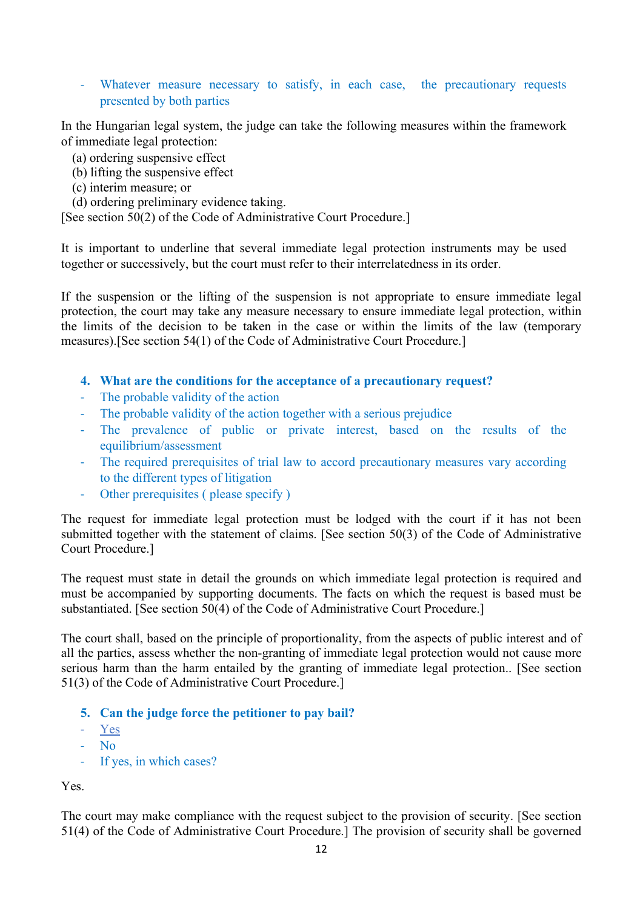- Whatever measure necessary to satisfy, in each case, the precautionary requests presented by both parties

In the Hungarian legal system, the judge can take the following measures within the framework of immediate legal protection:

(a) ordering suspensive effect
(b) lifting the suspensive effect
(c) interim measure; or
(d) ordering preliminary evidence taking.

[See section 50(2) of the Code of Administrative Court Procedure.]

It is important to underline that several immediate legal protection instruments may be used together or successively, but the court must refer to their interrelatedness in its order.

If the suspension or the lifting of the suspension is not appropriate to ensure immediate legal protection, the court may take any measure necessary to ensure immediate legal protection, within the limits of the decision to be taken in the case or within the limits of the law (temporary measures).[See section 54(1) of the Code of Administrative Court Procedure.]

4. **What are the conditions for the acceptance of a precautionary request?**

- The probable validity of the action
- The probable validity of the action together with a serious prejudice
- The prevalence of public or private interest, based on the results of the equilibrium/assessment
- The required prerequisites of trial law to accord precautionary measures vary according to the different types of litigation
- Other prerequisites ( please specify )

The request for immediate legal protection must be lodged with the court if it has not been submitted together with the statement of claims. [See section 50(3) of the Code of Administrative Court Procedure.]

The request must state in detail the grounds on which immediate legal protection is required and must be accompanied by supporting documents. The facts on which the request is based must be substantiated. [See section 50(4) of the Code of Administrative Court Procedure.]

The court shall, based on the principle of proportionality, from the aspects of public interest and of all the parties, assess whether the non-granting of immediate legal protection would not cause more serious harm than the harm entailed by the granting of immediate legal protection.. [See section 51(3) of the Code of Administrative Court Procedure.]

5. **Can the judge force the petitioner to pay bail?**

- Yes
- No
- If yes, in which cases?

Yes.

The court may make compliance with the request subject to the provision of security. [See section 51(4) of the Code of Administrative Court Procedure.] The provision of security shall be governed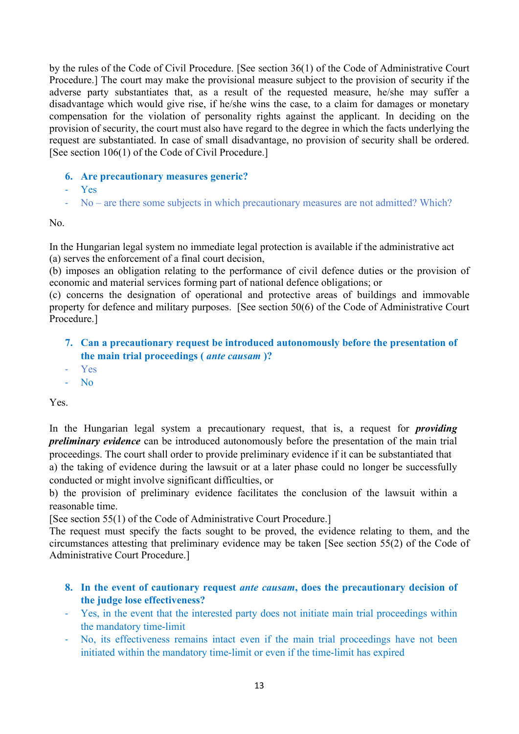by the rules of the Code of Civil Procedure. [See section 36(1) of the Code of Administrative Court Procedure.] The court may make the provisional measure subject to the provision of security if the adverse party substantiates that, as a result of the requested measure, he/she may suffer a disadvantage which would give rise, if he/she wins the case, to a claim for damages or monetary compensation for the violation of personality rights against the applicant. In deciding on the provision of security, the court must also have regard to the degree in which the facts underlying the request are substantiated. In case of small disadvantage, no provision of security shall be ordered. [See section 106(1) of the Code of Civil Procedure.]

6. **Are precautionary measures generic?**
- Yes
- No – are there some subjects in which precautionary measures are not admitted? Which?

No.

In the Hungarian legal system no immediate legal protection is available if the administrative act
(a) serves the enforcement of a final court decision,
(b) imposes an obligation relating to the performance of civil defence duties or the provision of economic and material services forming part of national defence obligations; or
(c) concerns the designation of operational and protective areas of buildings and immovable property for defence and military purposes. [See section 50(6) of the Code of Administrative Court Procedure.]

7. **Can a precautionary request be introduced autonomously before the presentation of the main trial proceedings (*ante causam*)?**
- Yes
- No

Yes.

In the Hungarian legal system a precautionary request, that is, a request for ***providing preliminary evidence*** can be introduced autonomously before the presentation of the main trial proceedings. The court shall order to provide preliminary evidence if it can be substantiated that
a) the taking of evidence during the lawsuit or at a later phase could no longer be successfully conducted or might involve significant difficulties, or
b) the provision of preliminary evidence facilitates the conclusion of the lawsuit within a reasonable time.
[See section 55(1) of the Code of Administrative Court Procedure.]
The request must specify the facts sought to be proved, the evidence relating to them, and the circumstances attesting that preliminary evidence may be taken [See section 55(2) of the Code of Administrative Court Procedure.]

8. **In the event of cautionary request *ante causam*, does the precautionary decision of the judge lose effectiveness?**
- Yes, in the event that the interested party does not initiate main trial proceedings within the mandatory time-limit
- No, its effectiveness remains intact even if the main trial proceedings have not been initiated within the mandatory time-limit or even if the time-limit has expired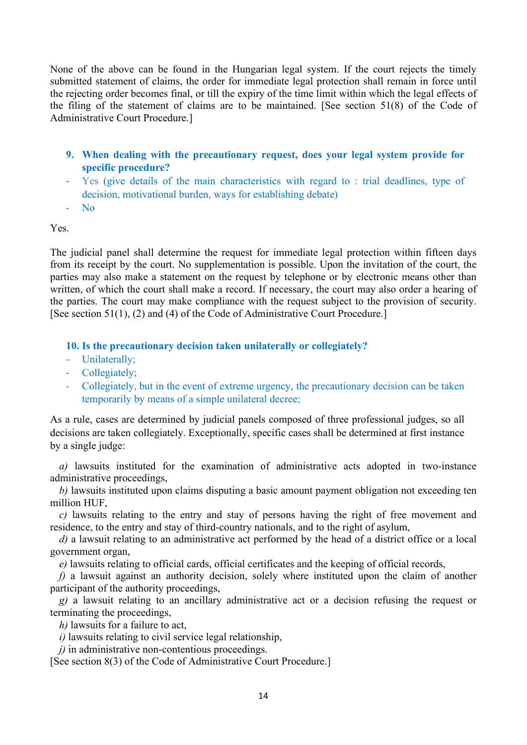None of the above can be found in the Hungarian legal system. If the court rejects the timely submitted statement of claims, the order for immediate legal protection shall remain in force until the rejecting order becomes final, or till the expiry of the time limit within which the legal effects of the filing of the statement of claims are to be maintained. [See section 51(8) of the Code of Administrative Court Procedure.]

**9. When dealing with the precautionary request, does your legal system provide for specific procedure?**

- Yes (give details of the main characteristics with regard to : trial deadlines, type of decision, motivational burden, ways for establishing debate)
- No

Yes.

The judicial panel shall determine the request for immediate legal protection within fifteen days from its receipt by the court. No supplementation is possible. Upon the invitation of the court, the parties may also make a statement on the request by telephone or by electronic means other than written, of which the court shall make a record. If necessary, the court may also order a hearing of the parties. The court may make compliance with the request subject to the provision of security. [See section 51(1), (2) and (4) of the Code of Administrative Court Procedure.]

**10. Is the precautionary decision taken unilaterally or collegiately?**

- Unilaterally;
- Collegiately;
- Collegiately, but in the event of extreme urgency, the precautionary decision can be taken temporarily by means of a simple unilateral decree;

As a rule, cases are determined by judicial panels composed of three professional judges, so all decisions are taken collegiately. Exceptionally, specific cases shall be determined at first instance by a single judge:

*a)* lawsuits instituted for the examination of administrative acts adopted in two-instance administrative proceedings,

*b)* lawsuits instituted upon claims disputing a basic amount payment obligation not exceeding ten million HUF,

*c)* lawsuits relating to the entry and stay of persons having the right of free movement and residence, to the entry and stay of third-country nationals, and to the right of asylum,

*d)* a lawsuit relating to an administrative act performed by the head of a district office or a local government organ,

*e)* lawsuits relating to official cards, official certificates and the keeping of official records,

*f)* a lawsuit against an authority decision, solely where instituted upon the claim of another participant of the authority proceedings,

*g)* a lawsuit relating to an ancillary administrative act or a decision refusing the request or terminating the proceedings,

*h)* lawsuits for a failure to act,

*i)* lawsuits relating to civil service legal relationship,

*j)* in administrative non-contentious proceedings.

[See section 8(3) of the Code of Administrative Court Procedure.]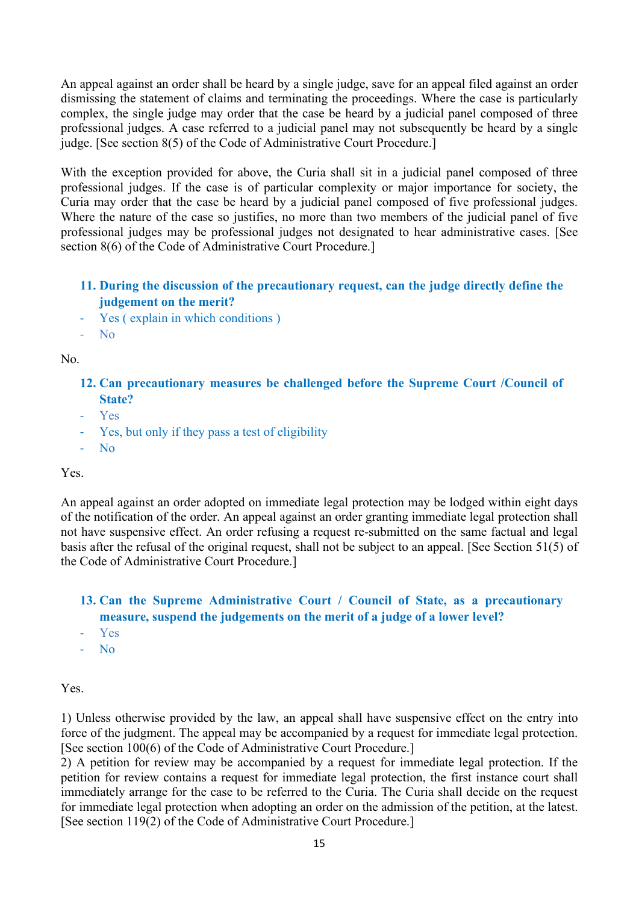An appeal against an order shall be heard by a single judge, save for an appeal filed against an order dismissing the statement of claims and terminating the proceedings. Where the case is particularly complex, the single judge may order that the case be heard by a judicial panel composed of three professional judges. A case referred to a judicial panel may not subsequently be heard by a single judge. [See section 8(5) of the Code of Administrative Court Procedure.]

With the exception provided for above, the Curia shall sit in a judicial panel composed of three professional judges. If the case is of particular complexity or major importance for society, the Curia may order that the case be heard by a judicial panel composed of five professional judges. Where the nature of the case so justifies, no more than two members of the judicial panel of five professional judges may be professional judges not designated to hear administrative cases. [See section 8(6) of the Code of Administrative Court Procedure.]

### 11. During the discussion of the precautionary request, can the judge directly define the judgement on the merit?

- Yes ( explain in which conditions )
- No

No.

### 12. Can precautionary measures be challenged before the Supreme Court /Council of State?

- Yes
- Yes, but only if they pass a test of eligibility
- No

Yes.

An appeal against an order adopted on immediate legal protection may be lodged within eight days of the notification of the order. An appeal against an order granting immediate legal protection shall not have suspensive effect. An order refusing a request re-submitted on the same factual and legal basis after the refusal of the original request, shall not be subject to an appeal. [See Section 51(5) of the Code of Administrative Court Procedure.]

### 13. Can the Supreme Administrative Court / Council of State, as a precautionary measure, suspend the judgements on the merit of a judge of a lower level?

- Yes
- No

Yes.

1) Unless otherwise provided by the law, an appeal shall have suspensive effect on the entry into force of the judgment. The appeal may be accompanied by a request for immediate legal protection. [See section 100(6) of the Code of Administrative Court Procedure.]
2) A petition for review may be accompanied by a request for immediate legal protection. If the petition for review contains a request for immediate legal protection, the first instance court shall immediately arrange for the case to be referred to the Curia. The Curia shall decide on the request for immediate legal protection when adopting an order on the admission of the petition, at the latest. [See section 119(2) of the Code of Administrative Court Procedure.]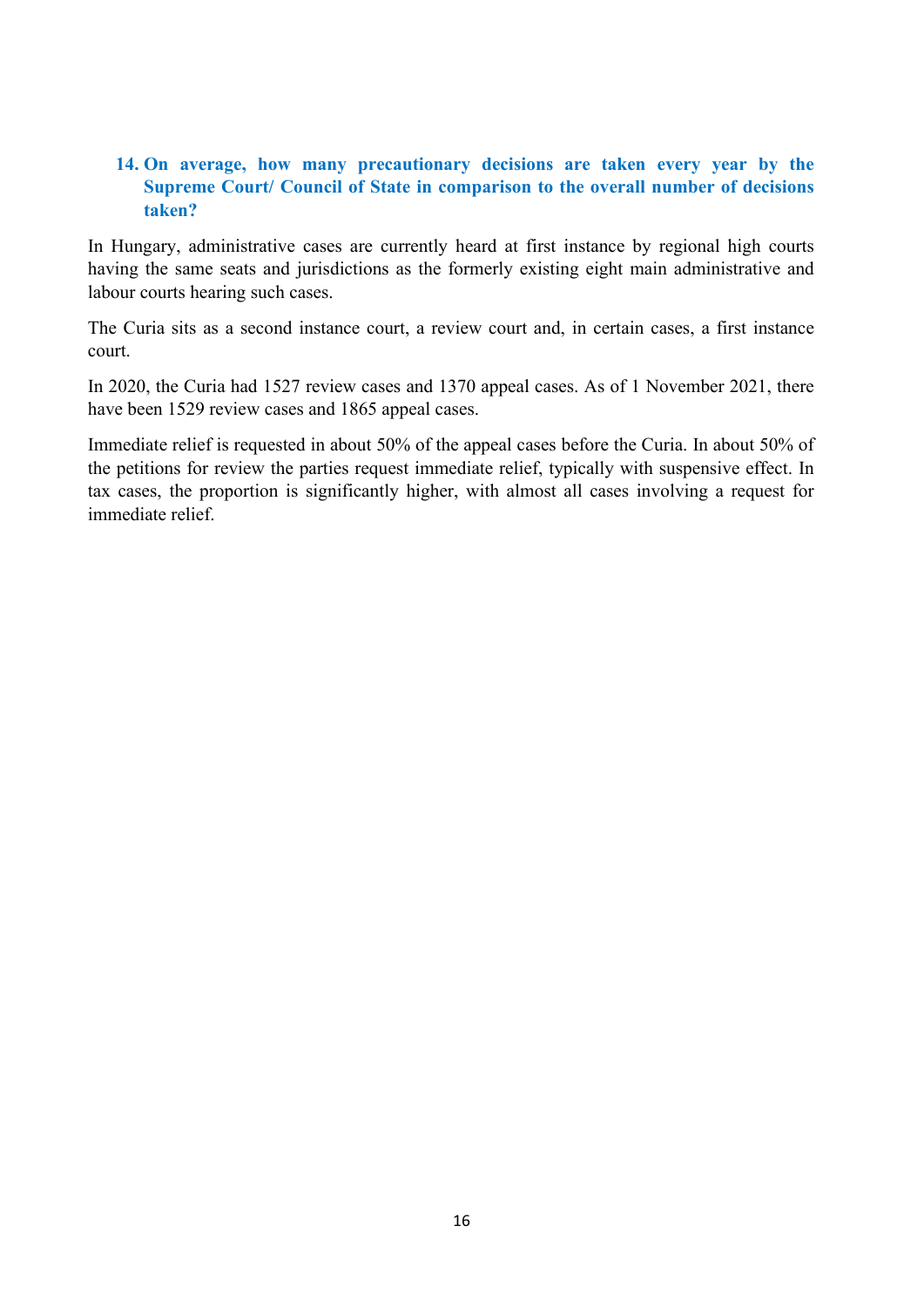### 14. On average, how many precautionary decisions are taken every year by the Supreme Court/ Council of State in comparison to the overall number of decisions taken?

In Hungary, administrative cases are currently heard at first instance by regional high courts having the same seats and jurisdictions as the formerly existing eight main administrative and labour courts hearing such cases.

The Curia sits as a second instance court, a review court and, in certain cases, a first instance court.

In 2020, the Curia had 1527 review cases and 1370 appeal cases. As of 1 November 2021, there have been 1529 review cases and 1865 appeal cases.

Immediate relief is requested in about 50% of the appeal cases before the Curia. In about 50% of the petitions for review the parties request immediate relief, typically with suspensive effect. In tax cases, the proportion is significantly higher, with almost all cases involving a request for immediate relief.